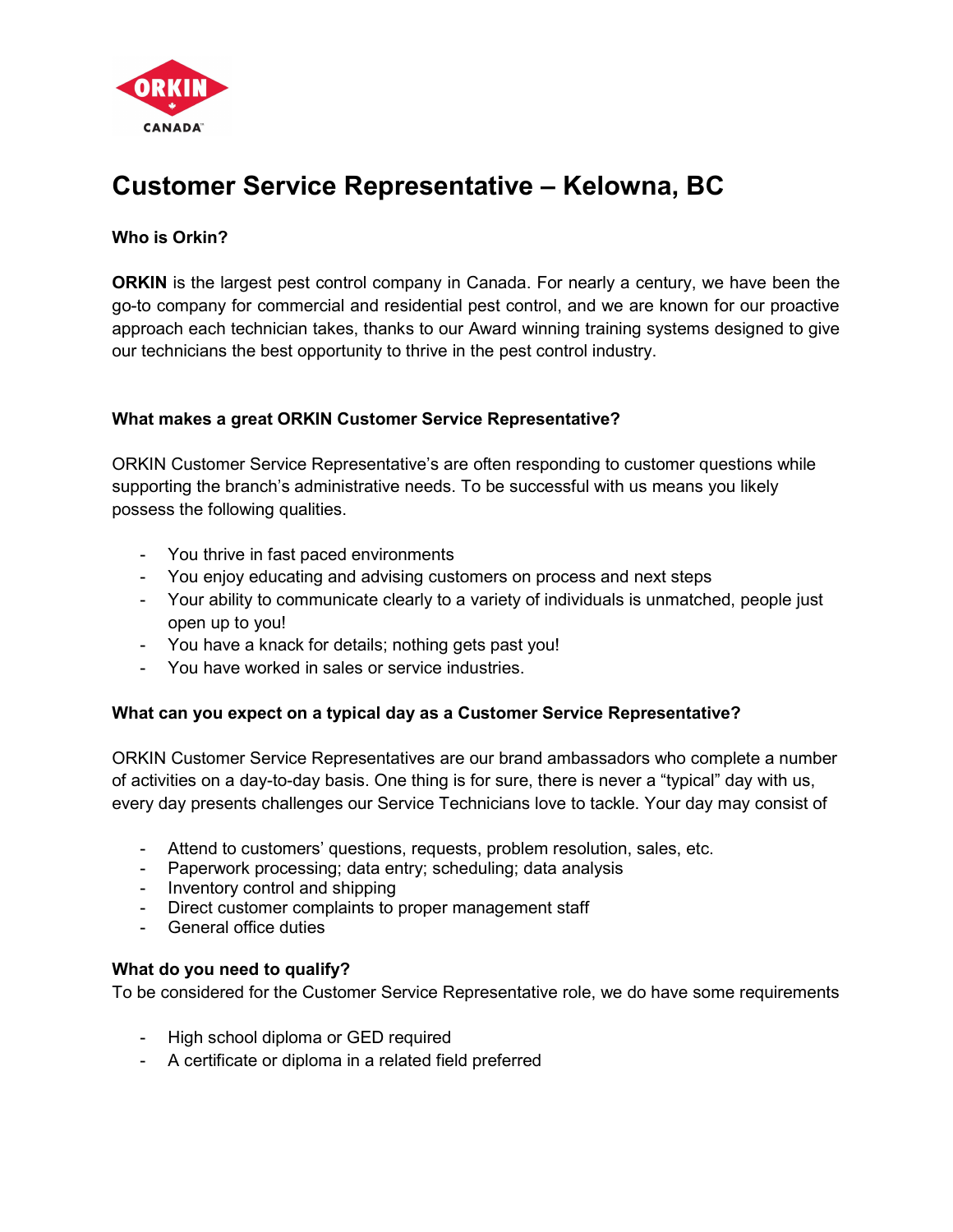# Customer Service Representative – Kelowna, BC

### Who is Orkin?

**ORKIN** is the largest pest control company in Canada. For nearly a century, we have been the go-to company for commercial and residential pest control, and we are known for our proactive approach each technician takes, thanks to our Award winning training systems designed to give our technicians the best opportunity to thrive in the pest control industry.

### What makes a great ORKIN Customer Service Representative?

ORKIN Customer Service Representative's are often responding to customer questions while supporting the branch's administrative needs. To be successful with us means you likely possess the following qualities.

- You thrive in fast paced environments
- You enjoy educating and advising customers on process and next steps
- Your ability to communicate clearly to a variety of individuals is unmatched, people just open up to you!
- You have a knack for details; nothing gets past you!
- You have worked in sales or service industries.

### What can you expect on a typical day as a Customer Service Representative?

ORKIN Customer Service Representatives are our brand ambassadors who complete a number of activities on a day-to-day basis. One thing is for sure, there is never a "typical" day with us, every day presents challenges our Service Technicians love to tackle. Your day may consist of

- Attend to customers' questions, requests, problem resolution, sales, etc.
- Paperwork processing; data entry; scheduling; data analysis
- Inventory control and shipping
- Direct customer complaints to proper management staff
- General office duties

### What do you need to qualify?

To be considered for the Customer Service Representative role, we do have some requirements

- High school diploma or GED required
- A certificate or diploma in a related field preferred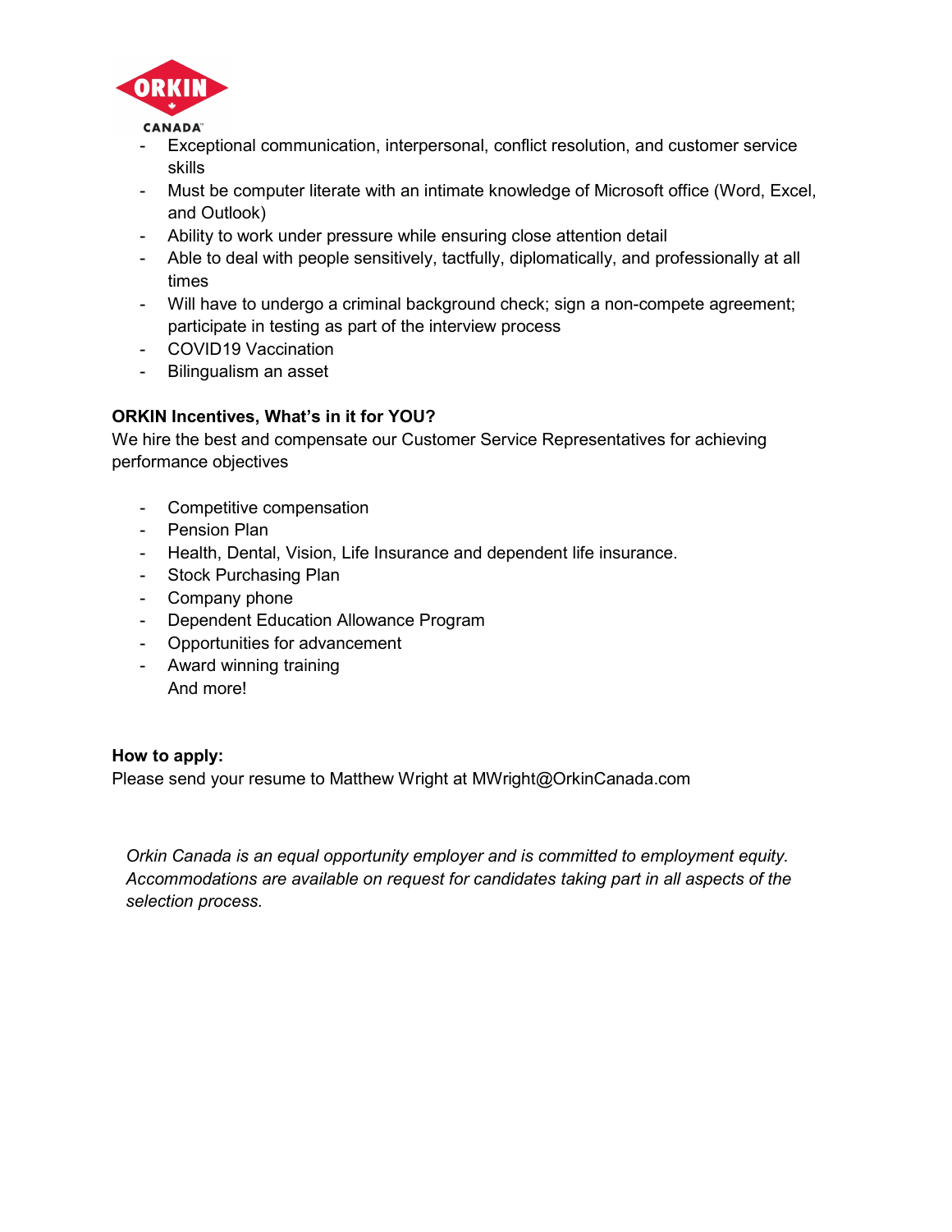- Exceptional communication, interpersonal, conflict resolution, and customer service skills
- Must be computer literate with an intimate knowledge of Microsoft office (Word, Excel, and Outlook)
- Ability to work under pressure while ensuring close attention detail
- Able to deal with people sensitively, tactfully, diplomatically, and professionally at all times
- Will have to undergo a criminal background check; sign a non-compete agreement; participate in testing as part of the interview process
- COVID19 Vaccination
- Bilingualism an asset

**ORKIN Incentives, What's in it for YOU?**

We hire the best and compensate our Customer Service Representatives for achieving performance objectives

- Competitive compensation
- Pension Plan
- Health, Dental, Vision, Life Insurance and dependent life insurance.
- Stock Purchasing Plan
- Company phone
- Dependent Education Allowance Program
- Opportunities for advancement
- Award winning training

  And more!

**How to apply:**

Please send your resume to Matthew Wright at MWright@OrkinCanada.com

*Orkin Canada is an equal opportunity employer and is committed to employment equity. Accommodations are available on request for candidates taking part in all aspects of the selection process.*